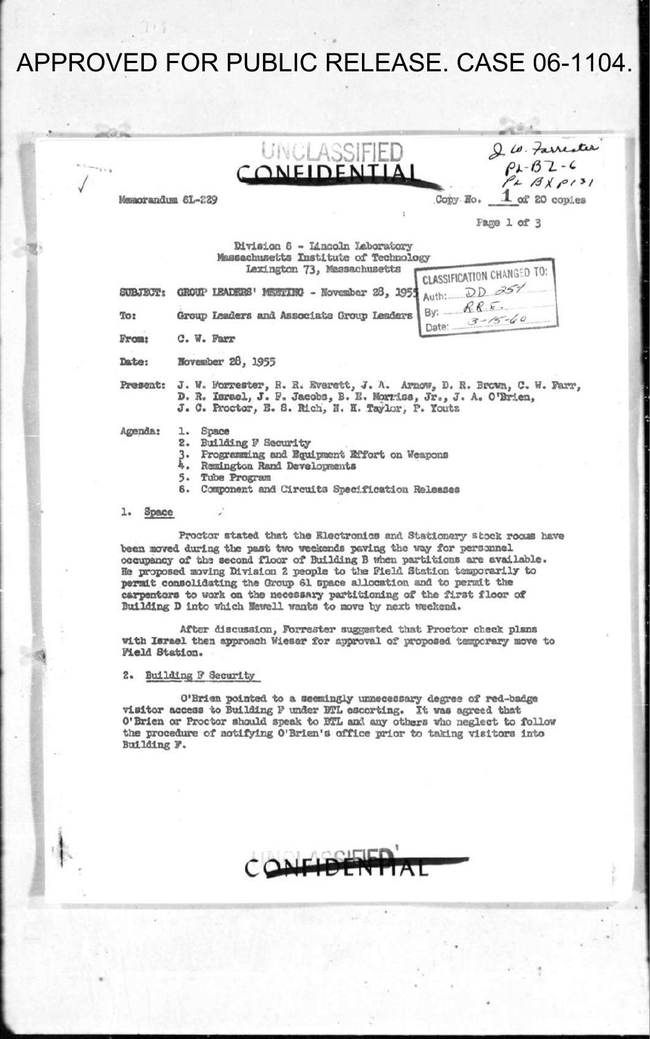APPROVED FOR PUBLIC RELEASE. CASE 06-1104.

UNCLASSIFIED
CONFIDENTIAL

J. W. Forrester
PL-BL-6
PL BX P131

Memorandum 6L-229

Copy No. 1 of 20 copies

Division 6 - Lincoln Laboratory
Massachusetts Institute of Technology
Lexington 73, Massachusetts

CLASSIFICATION CHANGED TO:
Auth: DD 254
By: R.R.E.
Date: 3-15-60

**SUBJECT:** GROUP LEADERS' MEETING - November 28, 1955

**To:** Group Leaders and Associate Group Leaders

**From:** C. W. Farr

**Date:** November 28, 1955

**Present:** J. W. Forrester, R. R. Everett, J. A. Arnow, D. R. Brown, C. W. Farr, D. R. Israel, J. F. Jacobs, B. E. Morriss, Jr., J. A. O'Brien, J. C. Proctor, E. S. Rich, N. H. Taylor, P. Youtz

**Agenda:**
1. Space
2. Building F Security
3. Programming and Equipment Effort on Weapons
4. Remington Rand Developments
5. Tube Program
6. Component and Circuits Specification Releases

## 1. Space

Proctor stated that the Electronics and Stationery stock rooms have been moved during the past two weekends paving the way for personnel occupancy of the second floor of Building B when partitions are available. He proposed moving Division 2 people to the Field Station temporarily to permit consolidating the Group 61 space allocation and to permit the carpenters to work on the necessary partitioning of the first floor of Building D into which Newell wants to move by next weekend.

After discussion, Forrester suggested that Proctor check plans with Israel then approach Wieser for approval of proposed temporary move to Field Station.

## 2. Building F Security

O'Brien pointed to a seemingly unnecessary degree of red-badge visitor access to Building F under BTL escorting. It was agreed that O'Brien or Proctor should speak to BTL and any others who neglect to follow the procedure of notifying O'Brien's office prior to taking visitors into Building F.

UNCLASSIFIED
CONFIDENTIAL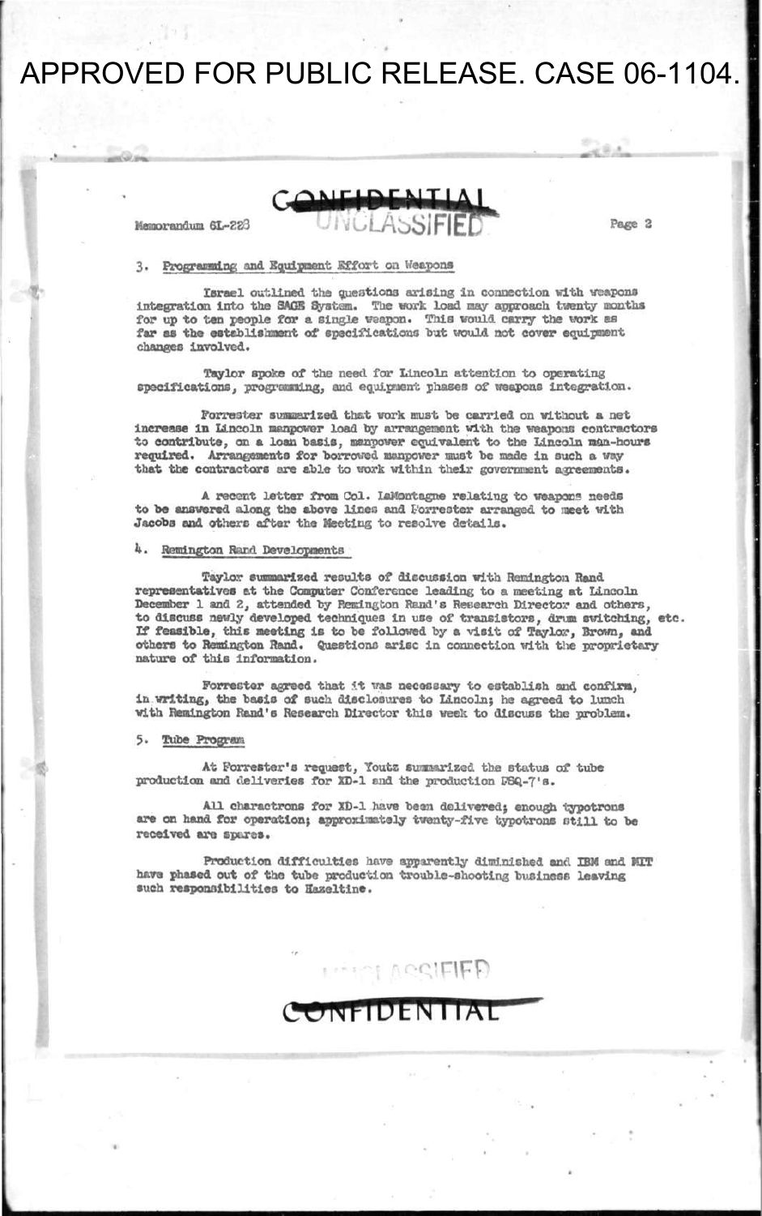APPROVED FOR PUBLIC RELEASE. CASE 06-1104.

CONFIDENTIAL
UNCLASSIFIED

Memorandum 6L-228

3. Programming and Equipment Effort on Weapons

Israel outlined the questions arising in connection with weapons integration into the SAGE System. The work load may approach twenty months for up to ten people for a single weapon. This would carry the work as far as the establishment of specifications but would not cover equipment changes involved.

Taylor spoke of the need for Lincoln attention to operating specifications, programming, and equipment phases of weapons integration.

Forrester summarized that work must be carried on without a net increase in Lincoln manpower load by arrangement with the weapons contractors to contribute, on a loan basis, manpower equivalent to the Lincoln man-hours required. Arrangements for borrowed manpower must be made in such a way that the contractors are able to work within their government agreements.

A recent letter from Col. LaMontagne relating to weapons needs to be answered along the above lines and Forrester arranged to meet with Jacobs and others after the Meeting to resolve details.

4. Remington Rand Developments

Taylor summarized results of discussion with Remington Rand representatives at the Computer Conference leading to a meeting at Lincoln December 1 and 2, attended by Remington Rand's Research Director and others, to discuss newly developed techniques in use of transistors, drum switching, etc. If feasible, this meeting is to be followed by a visit of Taylor, Brown, and others to Remington Rand. Questions arise in connection with the proprietary nature of this information.

Forrester agreed that it was necessary to establish and confirm, in writing, the basis of such disclosures to Lincoln; he agreed to lunch with Remington Rand's Research Director this week to discuss the problem.

5. Tube Program

At Forrester's request, Youtz summarized the status of tube production and deliveries for XD-1 and the production FSQ-7's.

All charactrons for XD-1 have been delivered; enough typotrons are on hand for operation; approximately twenty-five typotrons still to be received are spares.

Production difficulties have apparently diminished and IBM and MIT have phased out of the tube production trouble-shooting business leaving such responsibilities to Hazeltine.

UNCLASSIFIED
CONFIDENTIAL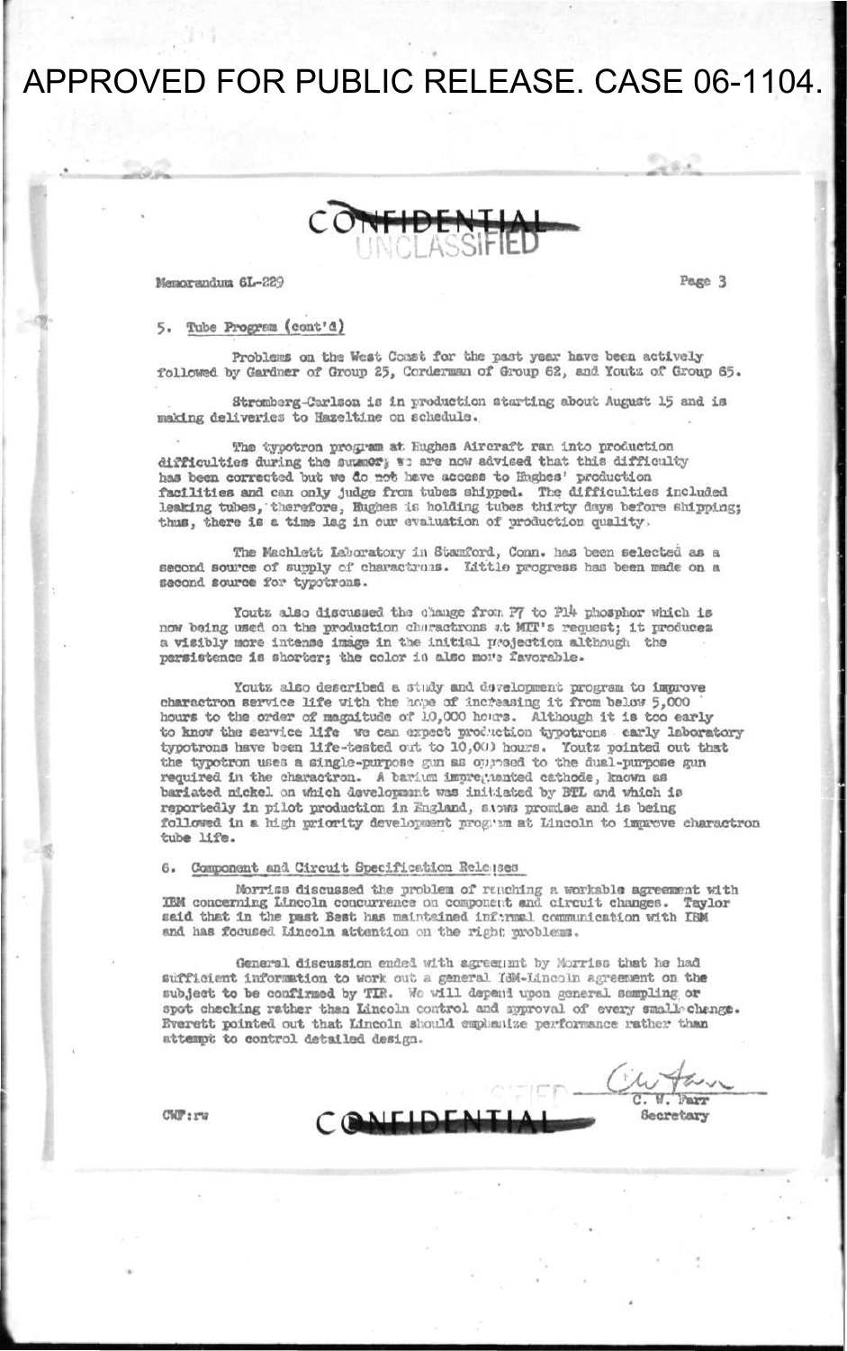APPROVED FOR PUBLIC RELEASE. CASE 06-1104.

CONFIDENTIAL
UNCLASSIFIED

Memorandum 6L-229

5. Tube Program (cont'd)

Problems on the West Coast for the past year have been actively followed by Gardner of Group 25, Corderman of Group 62, and Youtz of Group 65.

Stromberg-Carlson is in production starting about August 15 and is making deliveries to Hazeltine on schedule.

The typotron program at Hughes Aircraft ran into production difficulties during the summer; we are now advised that this difficulty has been corrected but we do not have access to Hughes' production facilities and can only judge from tubes shipped. The difficulties included leaking tubes, therefore, Hughes is holding tubes thirty days before shipping; thus, there is a time lag in our evaluation of production quality.

The Machlett Laboratory in Stamford, Conn. has been selected as a second source of supply of charactrons. Little progress has been made on a second source for typotrons.

Youtz also discussed the change from P7 to P14 phosphor which is now being used on the production charactrons at MIT's request; it produces a visibly more intense image in the initial projection although the persistence is shorter; the color is also more favorable.

Youtz also described a study and development program to improve charactron service life with the hope of increasing it from below 5,000 hours to the order of magnitude of 10,000 hours. Although it is too early to know the service life we can expect production typotrons early laboratory typotrons have been life-tested out to 10,000 hours. Youtz pointed out that the typotron uses a single-purpose gun as opposed to the dual-purpose gun required in the charactron. A barium impregnated cathode, known as bariated nickel on which development was initiated by BTL and which is reportedly in pilot production in England, shows promise and is being followed in a high priority development program at Lincoln to improve charactron tube life.

6. Component and Circuit Specification Releases

Morriss discussed the problem of reaching a workable agreement with IBM concerning Lincoln concurrence on component and circuit changes. Taylor said that in the past Best has maintained informal communication with IBM and has focused Lincoln attention on the right problems.

General discussion ended with agreement by Morriss that he had sufficient information to work out a general IBM-Lincoln agreement on the subject to be confirmed by TIR. We will depend upon general sampling or spot checking rather than Lincoln control and approval of every small change. Everett pointed out that Lincoln should emphasize performance rather than attempt to control detailed design.

C. W. Farr
Secretary

CWF:rw

CONFIDENTIAL